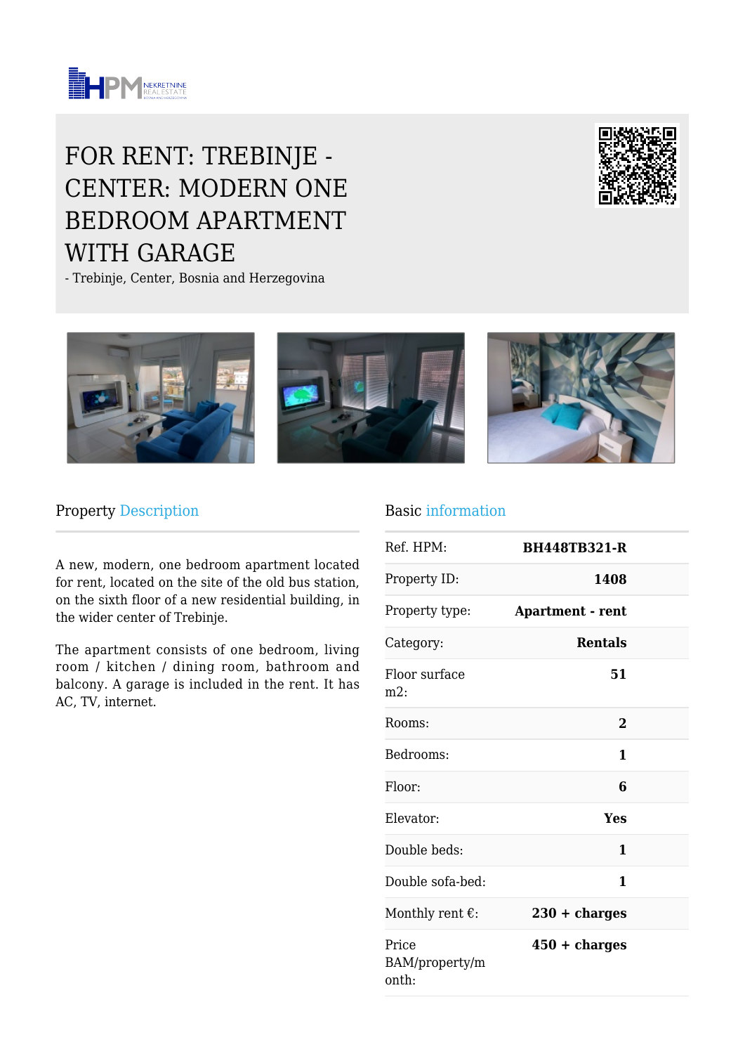# FOR RENT: TREBINJE - CENTER: MODERN ONE BEDROOM APARTMENT WITH GARAGE

- Trebinje, Center, Bosnia and Herzegovina

## Property Description

A new, modern, one bedroom apartment located for rent, located on the site of the old bus station, on the sixth floor of a new residential building, in the wider center of Trebinje.

The apartment consists of one bedroom, living room / kitchen / dining room, bathroom and balcony. A garage is included in the rent. It has AC, TV, internet.

## Basic information

| | |
|---|---|
| Ref. HPM: | **BH448TB321-R** |
| Property ID: | **1408** |
| Property type: | **Apartment - rent** |
| Category: | **Rentals** |
| Floor surface m2: | **51** |
| Rooms: | **2** |
| Bedrooms: | **1** |
| Floor: | **6** |
| Elevator: | **Yes** |
| Double beds: | **1** |
| Double sofa-bed: | **1** |
| Monthly rent €: | **230 + charges** |
| Price BAM/property/month: | **450 + charges** |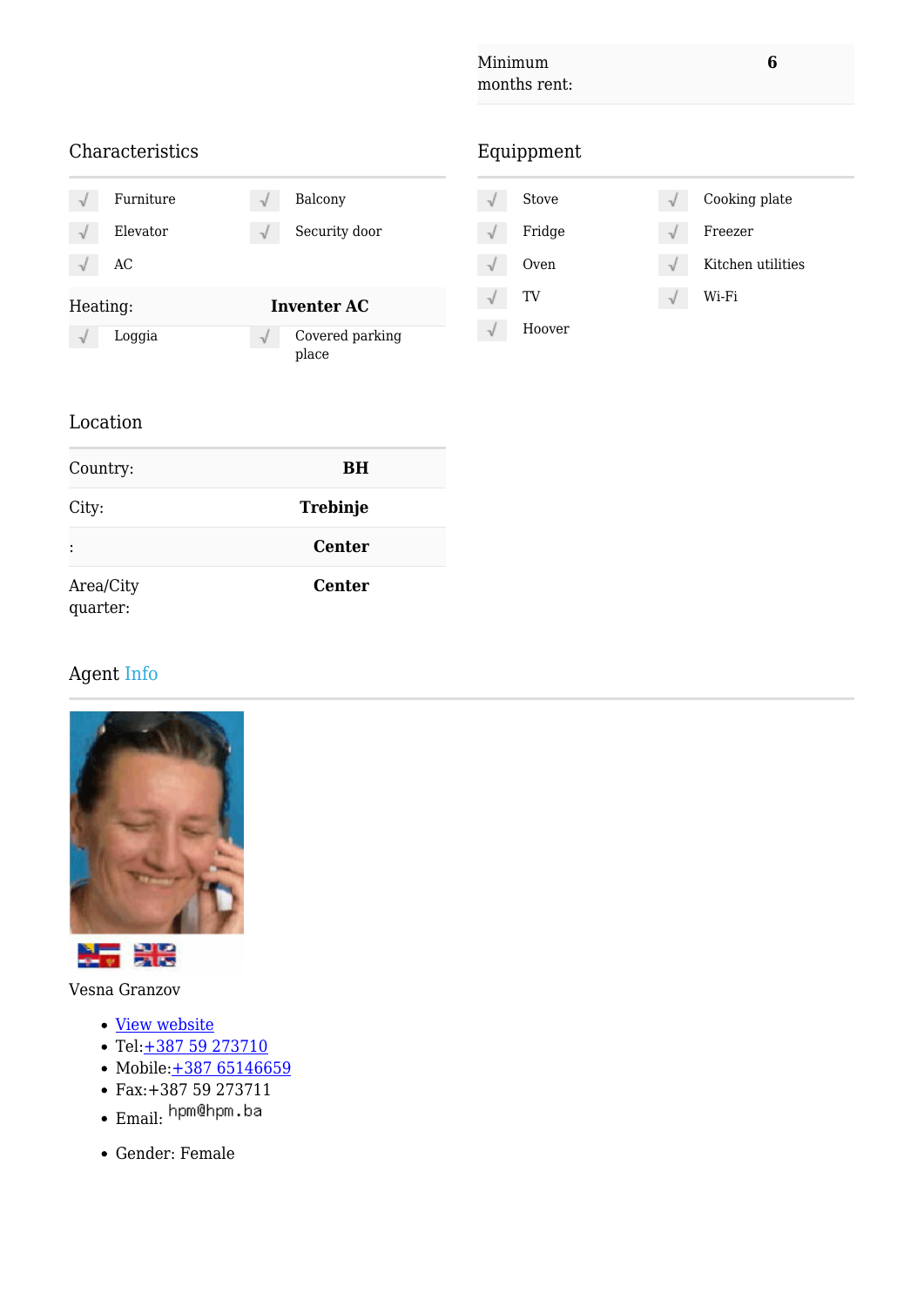| Minimum months rent: | 6 |
|---|---|

## Characteristics

- √ Furniture
- √ Balcony
- √ Elevator
- √ Security door
- √ AC

| Heating: | Inventer AC |
|---|---|

- √ Loggia
- √ Covered parking place

## Equippment

- √ Stove
- √ Cooking plate
- √ Fridge
- √ Freezer
- √ Oven
- √ Kitchen utilities
- √ TV
- √ Wi-Fi
- √ Hoover

## Location

| Country: | BH |
|---|---|
| City: | Trebinje |
| : | Center |
| Area/City quarter: | Center |

## Agent Info

Vesna Granzov

- View website
- Tel:+387 59 273710
- Mobile:+387 65146659
- Fax:+387 59 273711
- Email: hpm@hpm.ba
- Gender: Female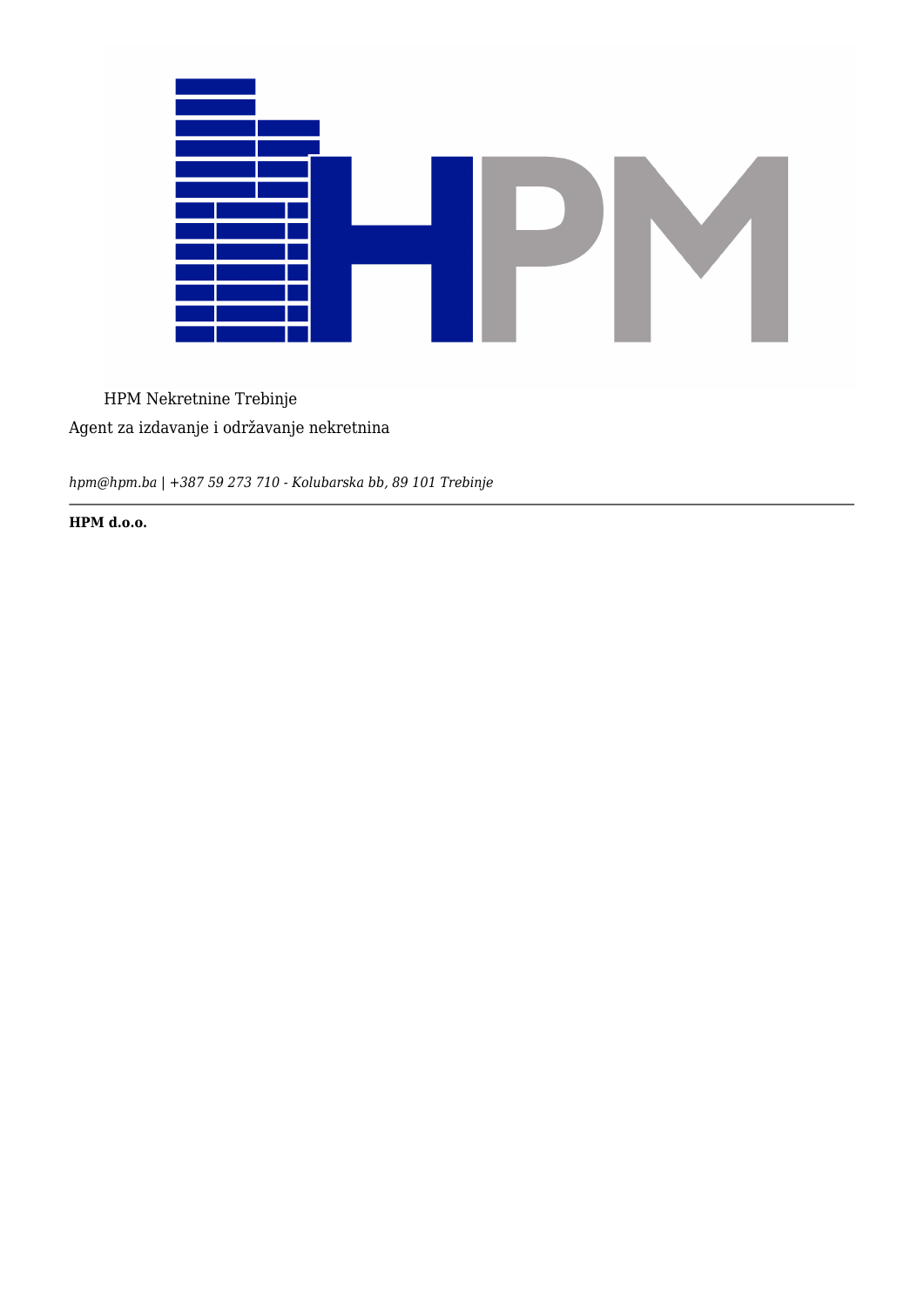HPM Nekretnine Trebinje

Agent za izdavanje i održavanje nekretnina

*hpm@hpm.ba | +387 59 273 710 - Kolubarska bb, 89 101 Trebinje*

---

**HPM d.o.o.**